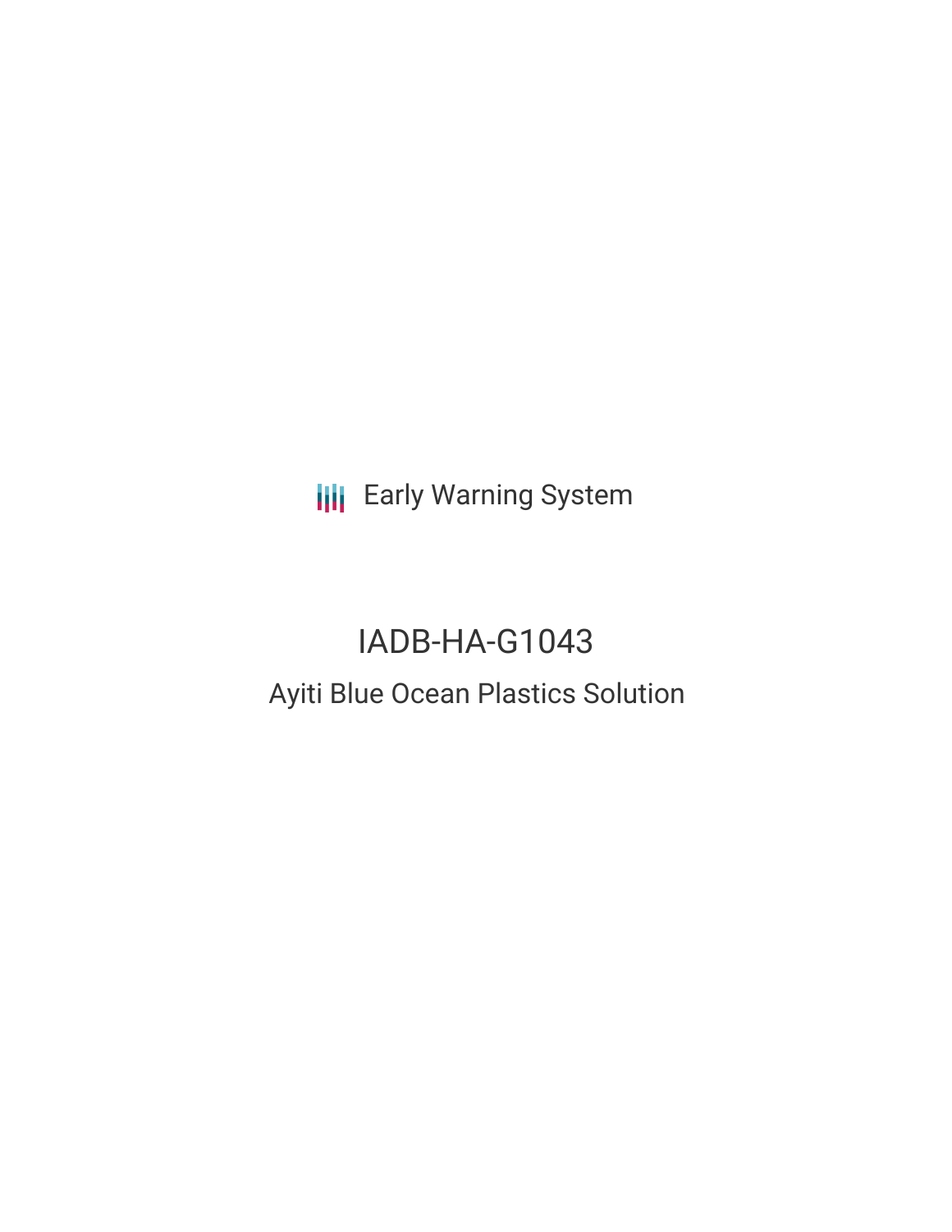Early Warning System

# IADB-HA-G1043

## Ayiti Blue Ocean Plastics Solution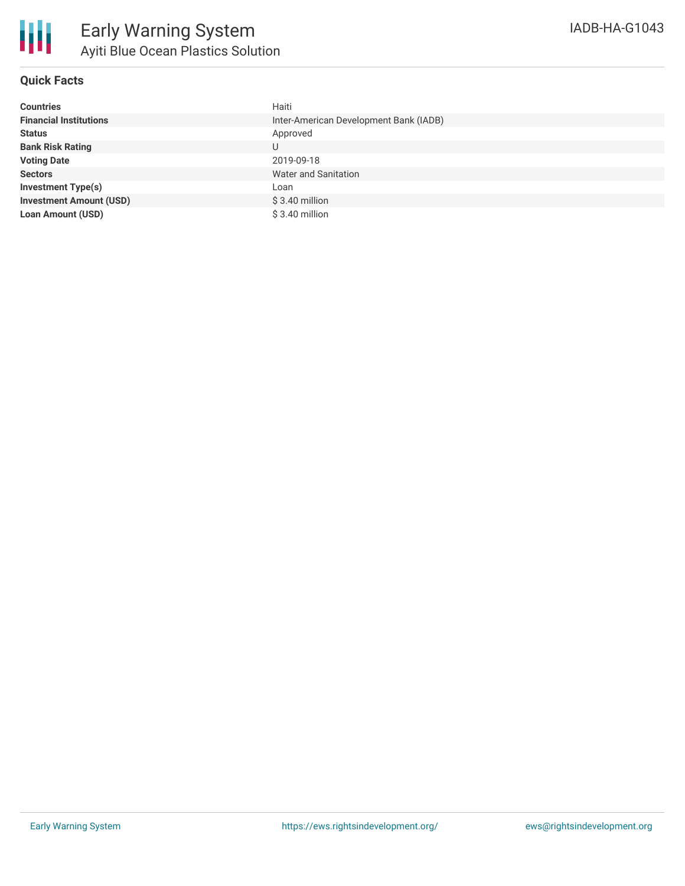# Early Warning System

## Ayiti Blue Ocean Plastics Solution

IADB-HA-G1043

### Quick Facts

| | |
|---|---|
| **Countries** | Haiti |
| **Financial Institutions** | Inter-American Development Bank (IADB) |
| **Status** | Approved |
| **Bank Risk Rating** | U |
| **Voting Date** | 2019-09-18 |
| **Sectors** | Water and Sanitation |
| **Investment Type(s)** | Loan |
| **Investment Amount (USD)** | $ 3.40 million |
| **Loan Amount (USD)** | $ 3.40 million |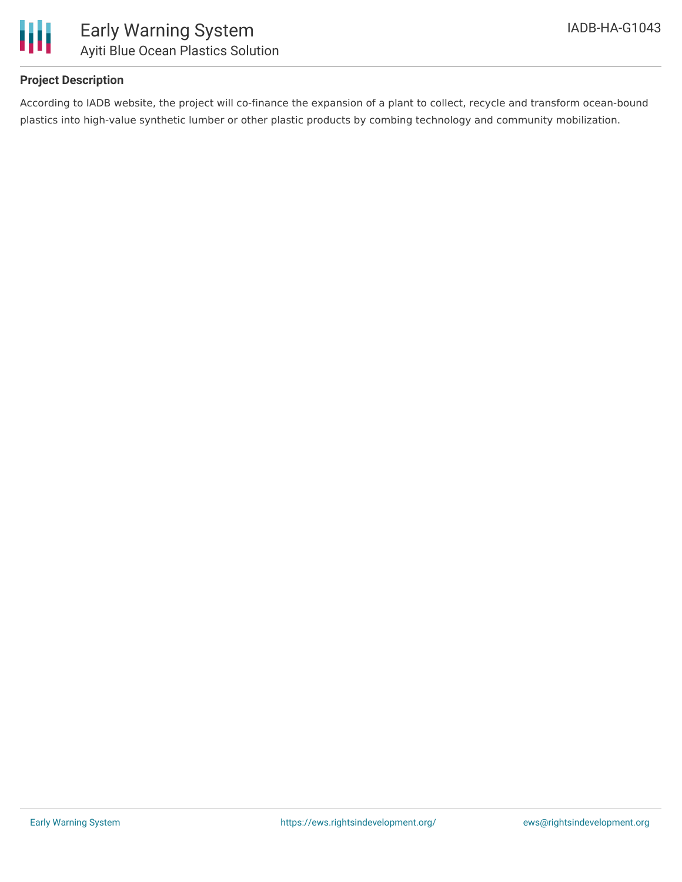## Project Description

According to IADB website, the project will co-finance the expansion of a plant to collect, recycle and transform ocean-bound plastics into high-value synthetic lumber or other plastic products by combing technology and community mobilization.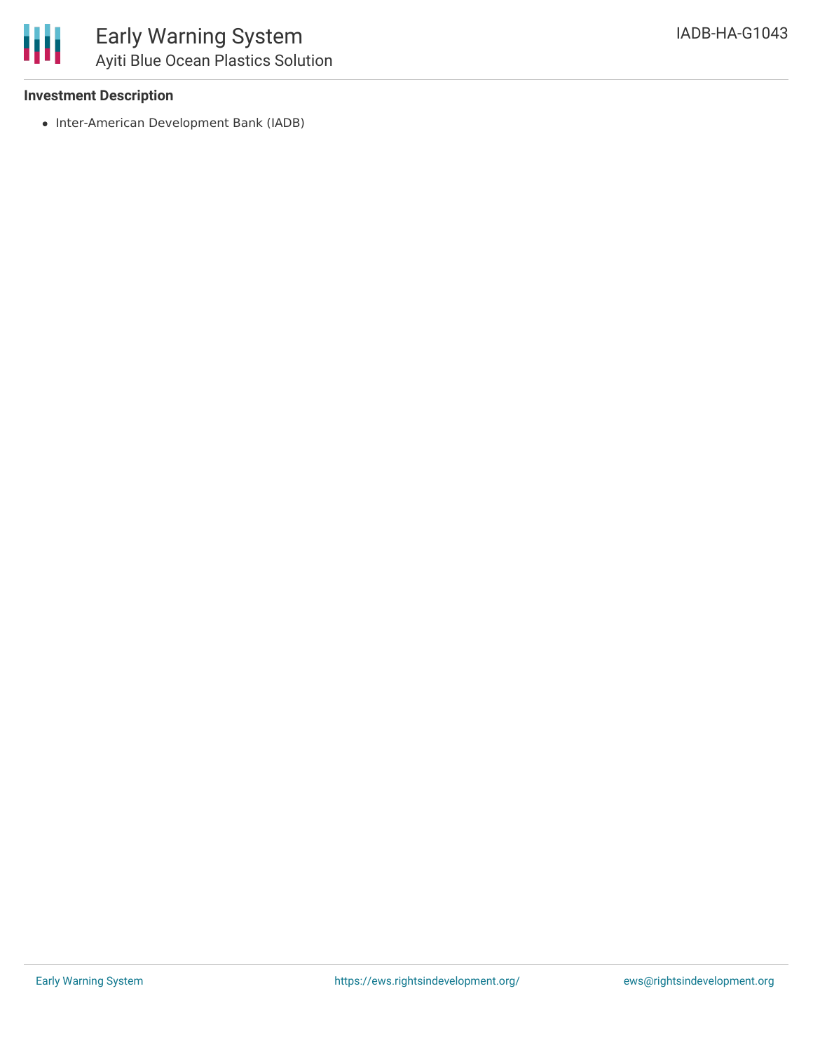### Investment Description

- Inter-American Development Bank (IADB)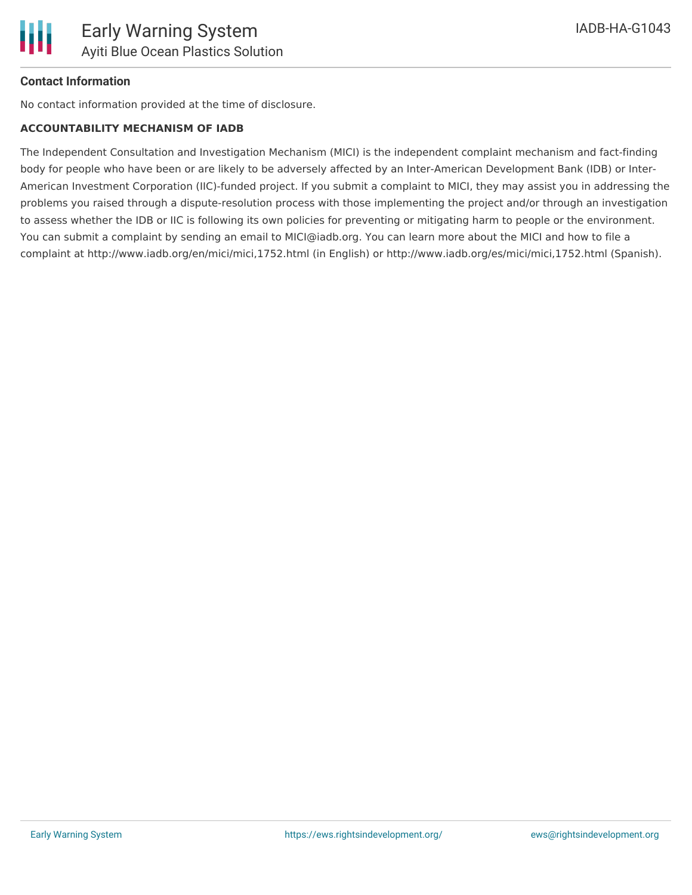#### Contact Information

No contact information provided at the time of disclosure.

**ACCOUNTABILITY MECHANISM OF IADB**

The Independent Consultation and Investigation Mechanism (MICI) is the independent complaint mechanism and fact-finding body for people who have been or are likely to be adversely affected by an Inter-American Development Bank (IDB) or Inter-American Investment Corporation (IIC)-funded project. If you submit a complaint to MICI, they may assist you in addressing the problems you raised through a dispute-resolution process with those implementing the project and/or through an investigation to assess whether the IDB or IIC is following its own policies for preventing or mitigating harm to people or the environment. You can submit a complaint by sending an email to MICI@iadb.org. You can learn more about the MICI and how to file a complaint at http://www.iadb.org/en/mici/mici,1752.html (in English) or http://www.iadb.org/es/mici/mici,1752.html (Spanish).